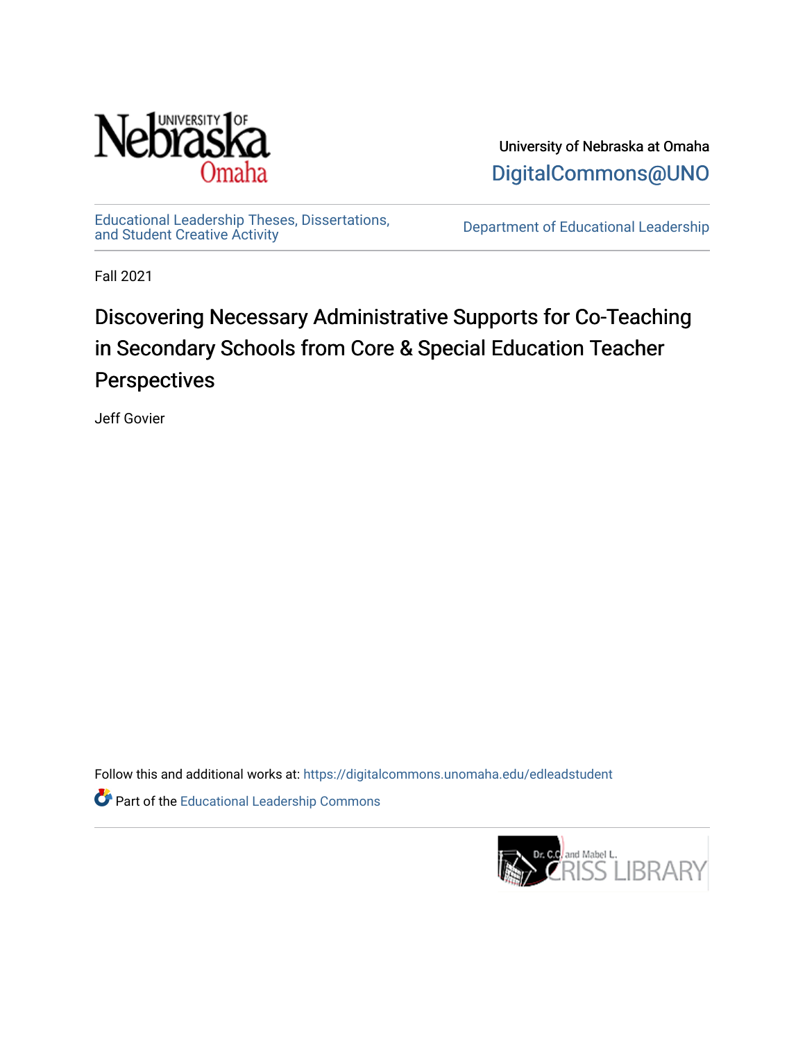University of Nebraska at Omaha

DigitalCommons@UNO

Educational Leadership Theses, Dissertations, and Student Creative Activity

Department of Educational Leadership

Fall 2021

# Discovering Necessary Administrative Supports for Co-Teaching in Secondary Schools from Core & Special Education Teacher Perspectives

Jeff Govier

Follow this and additional works at: https://digitalcommons.unomaha.edu/edleadstudent

Part of the Educational Leadership Commons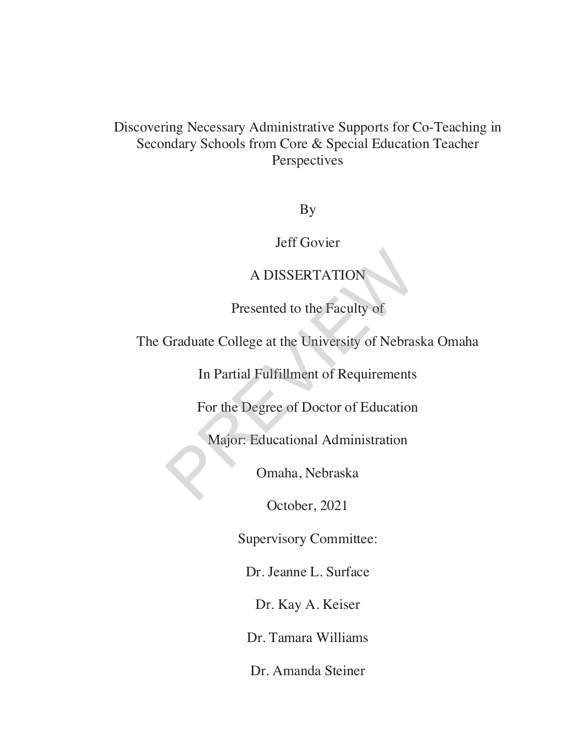# Discovering Necessary Administrative Supports for Co-Teaching in Secondary Schools from Core & Special Education Teacher Perspectives

By

Jeff Govier

A DISSERTATION

Presented to the Faculty of

The Graduate College at the University of Nebraska Omaha

In Partial Fulfillment of Requirements

For the Degree of Doctor of Education

Major: Educational Administration

Omaha, Nebraska

October, 2021

Supervisory Committee:

Dr. Jeanne L. Surface

Dr. Kay A. Keiser

Dr. Tamara Williams

Dr. Amanda Steiner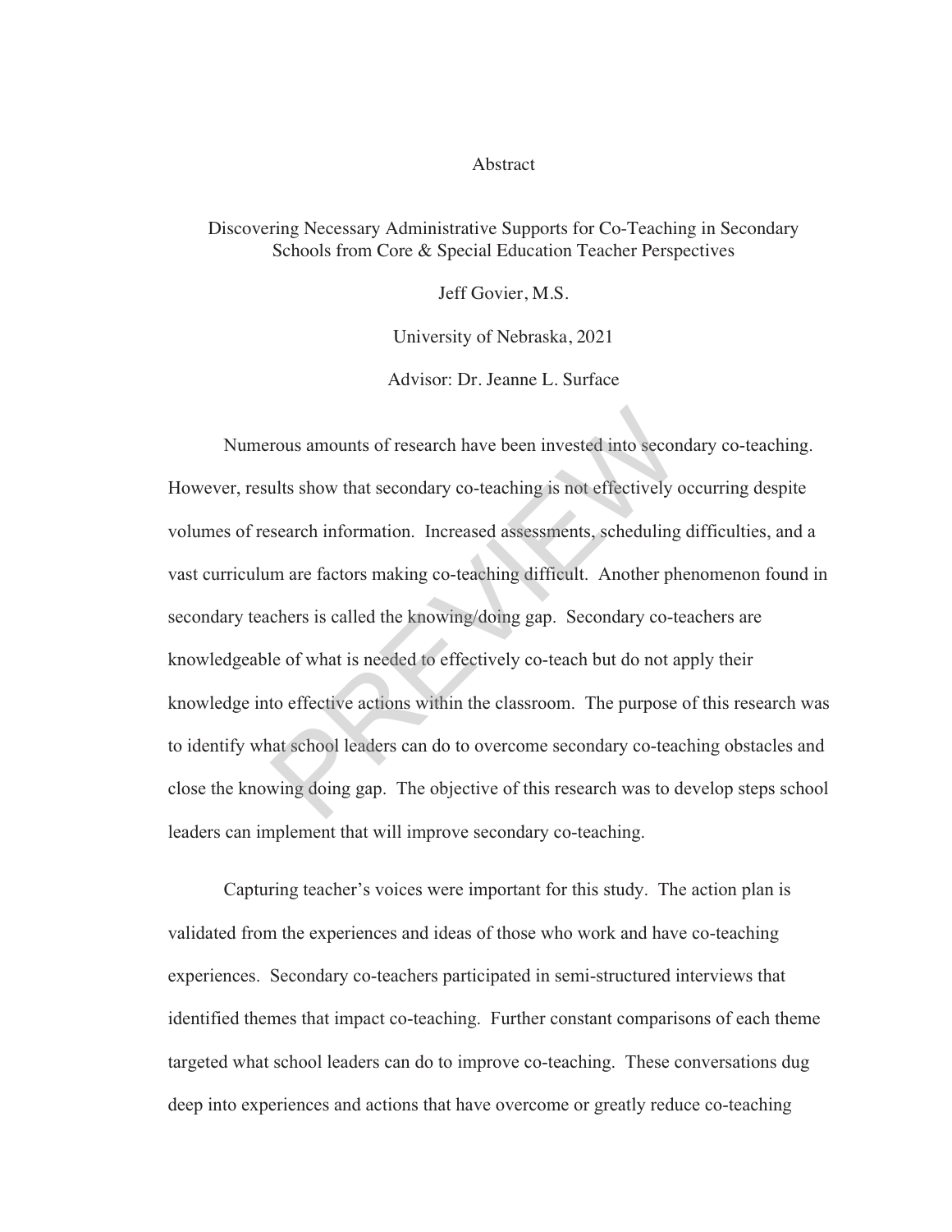# Abstract

## Discovering Necessary Administrative Supports for Co-Teaching in Secondary Schools from Core & Special Education Teacher Perspectives

Jeff Govier, M.S.

University of Nebraska, 2021

Advisor: Dr. Jeanne L. Surface

Numerous amounts of research have been invested into secondary co-teaching. However, results show that secondary co-teaching is not effectively occurring despite volumes of research information. Increased assessments, scheduling difficulties, and a vast curriculum are factors making co-teaching difficult. Another phenomenon found in secondary teachers is called the knowing/doing gap. Secondary co-teachers are knowledgeable of what is needed to effectively co-teach but do not apply their knowledge into effective actions within the classroom. The purpose of this research was to identify what school leaders can do to overcome secondary co-teaching obstacles and close the knowing doing gap. The objective of this research was to develop steps school leaders can implement that will improve secondary co-teaching.

Capturing teacher's voices were important for this study. The action plan is validated from the experiences and ideas of those who work and have co-teaching experiences. Secondary co-teachers participated in semi-structured interviews that identified themes that impact co-teaching. Further constant comparisons of each theme targeted what school leaders can do to improve co-teaching. These conversations dug deep into experiences and actions that have overcome or greatly reduce co-teaching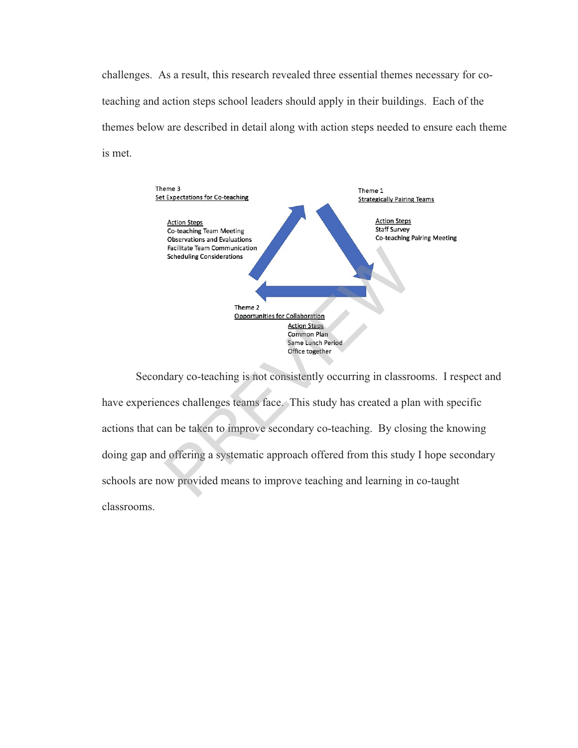challenges. As a result, this research revealed three essential themes necessary for co-teaching and action steps school leaders should apply in their buildings. Each of the themes below are described in detail along with action steps needed to ensure each theme is met.

Theme 3
Set Expectations for Co-teaching

Action Steps
Co-teaching Team Meeting
Observations and Evaluations
Facilitate Team Communication
Scheduling Considerations

Theme 1
Strategically Pairing Teams

Action Steps
Staff Survey
Co-teaching Pairing Meeting

Theme 2
Opportunities for Collaboration

Action Steps
Common Plan
Same Lunch Period
Office together

Secondary co-teaching is not consistently occurring in classrooms. I respect and have experiences challenges teams face. This study has created a plan with specific actions that can be taken to improve secondary co-teaching. By closing the knowing doing gap and offering a systematic approach offered from this study I hope secondary schools are now provided means to improve teaching and learning in co-taught classrooms.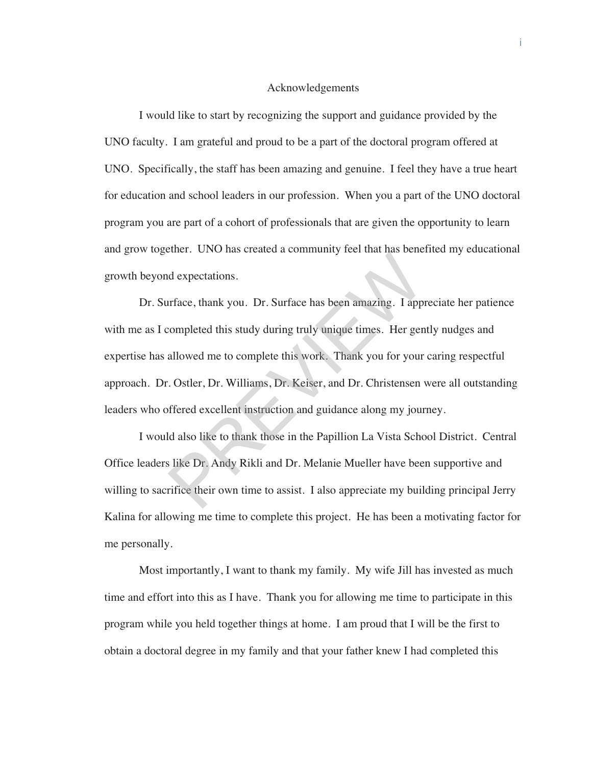# Acknowledgements

I would like to start by recognizing the support and guidance provided by the UNO faculty. I am grateful and proud to be a part of the doctoral program offered at UNO. Specifically, the staff has been amazing and genuine. I feel they have a true heart for education and school leaders in our profession. When you a part of the UNO doctoral program you are part of a cohort of professionals that are given the opportunity to learn and grow together. UNO has created a community feel that has benefited my educational growth beyond expectations.

Dr. Surface, thank you. Dr. Surface has been amazing. I appreciate her patience with me as I completed this study during truly unique times. Her gently nudges and expertise has allowed me to complete this work. Thank you for your caring respectful approach. Dr. Ostler, Dr. Williams, Dr. Keiser, and Dr. Christensen were all outstanding leaders who offered excellent instruction and guidance along my journey.

I would also like to thank those in the Papillion La Vista School District. Central Office leaders like Dr. Andy Rikli and Dr. Melanie Mueller have been supportive and willing to sacrifice their own time to assist. I also appreciate my building principal Jerry Kalina for allowing me time to complete this project. He has been a motivating factor for me personally.

Most importantly, I want to thank my family. My wife Jill has invested as much time and effort into this as I have. Thank you for allowing me time to participate in this program while you held together things at home. I am proud that I will be the first to obtain a doctoral degree in my family and that your father knew I had completed this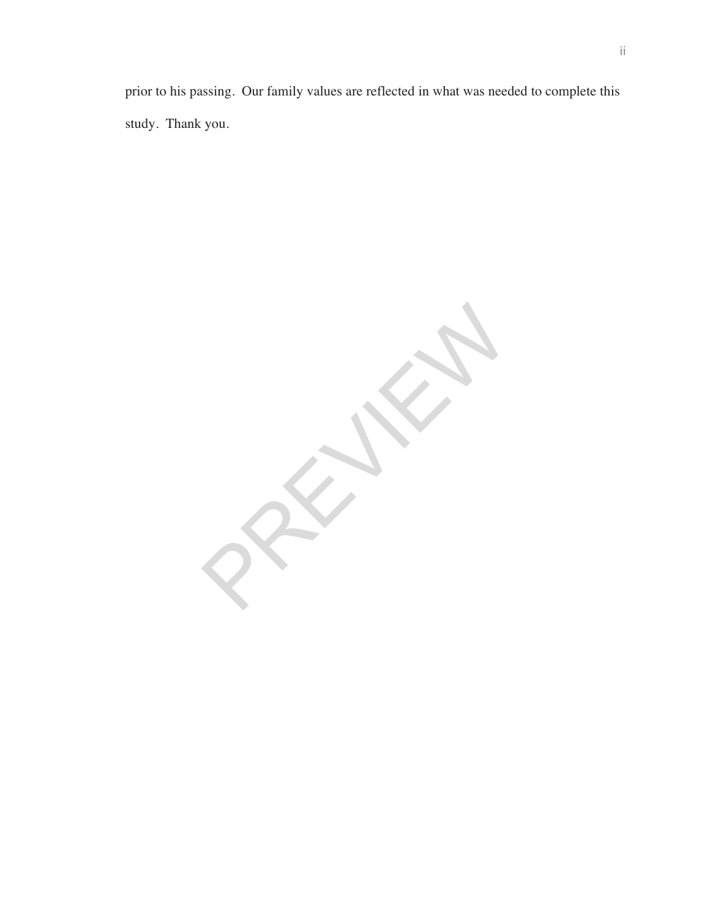prior to his passing.  Our family values are reflected in what was needed to complete this study.  Thank you.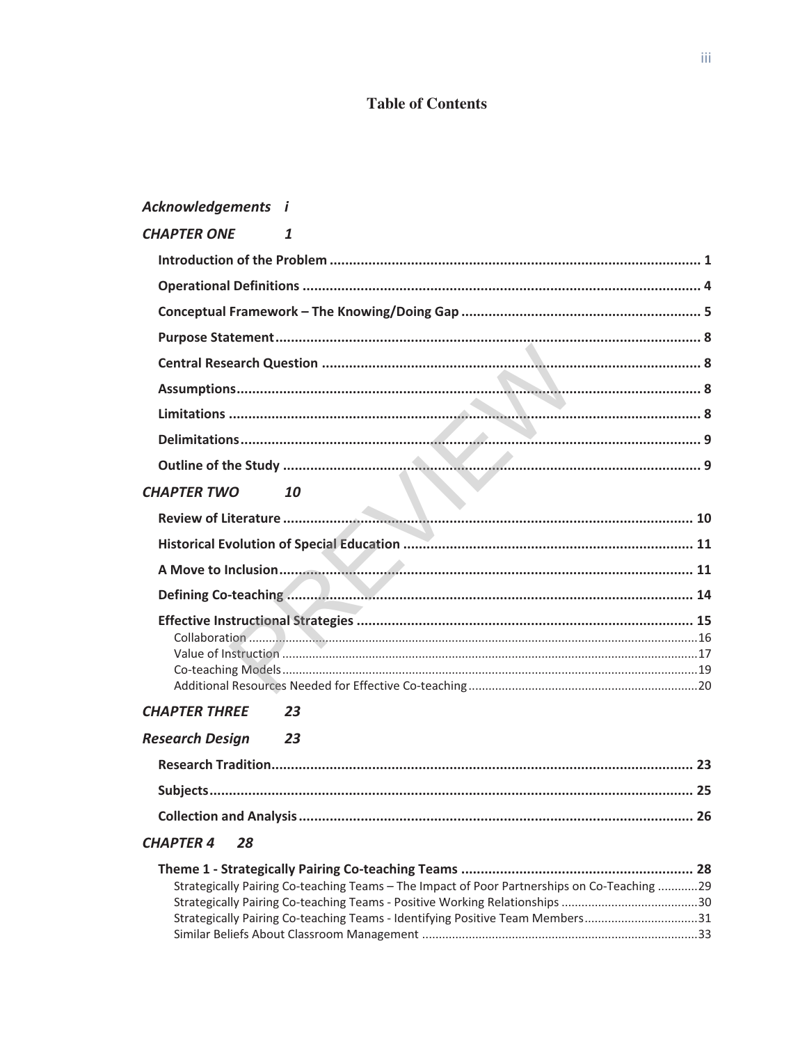# Table of Contents

*Acknowledgements* *i*

***CHAPTER ONE*** ***1***

**Introduction of the Problem** ..... **1**

**Operational Definitions** ..... **4**

**Conceptual Framework – The Knowing/Doing Gap** ..... **5**

**Purpose Statement** ..... **8**

**Central Research Question** ..... **8**

**Assumptions** ..... **8**

**Limitations** ..... **8**

**Delimitations** ..... **9**

**Outline of the Study** ..... **9**

***CHAPTER TWO*** ***10***

**Review of Literature** ..... **10**

**Historical Evolution of Special Education** ..... **11**

**A Move to Inclusion** ..... **11**

**Defining Co-teaching** ..... **14**

**Effective Instructional Strategies** ..... **15**

Collaboration ..... 16

Value of Instruction ..... 17

Co-teaching Models ..... 19

Additional Resources Needed for Effective Co-teaching ..... 20

***CHAPTER THREE*** ***23***

***Research Design*** ***23***

**Research Tradition** ..... **23**

**Subjects** ..... **25**

**Collection and Analysis** ..... **26**

***CHAPTER 4*** ***28***

**Theme 1 - Strategically Pairing Co-teaching Teams** ..... **28**

Strategically Pairing Co-teaching Teams – The Impact of Poor Partnerships on Co-Teaching ..... 29

Strategically Pairing Co-teaching Teams - Positive Working Relationships ..... 30

Strategically Pairing Co-teaching Teams - Identifying Positive Team Members ..... 31

Similar Beliefs About Classroom Management ..... 33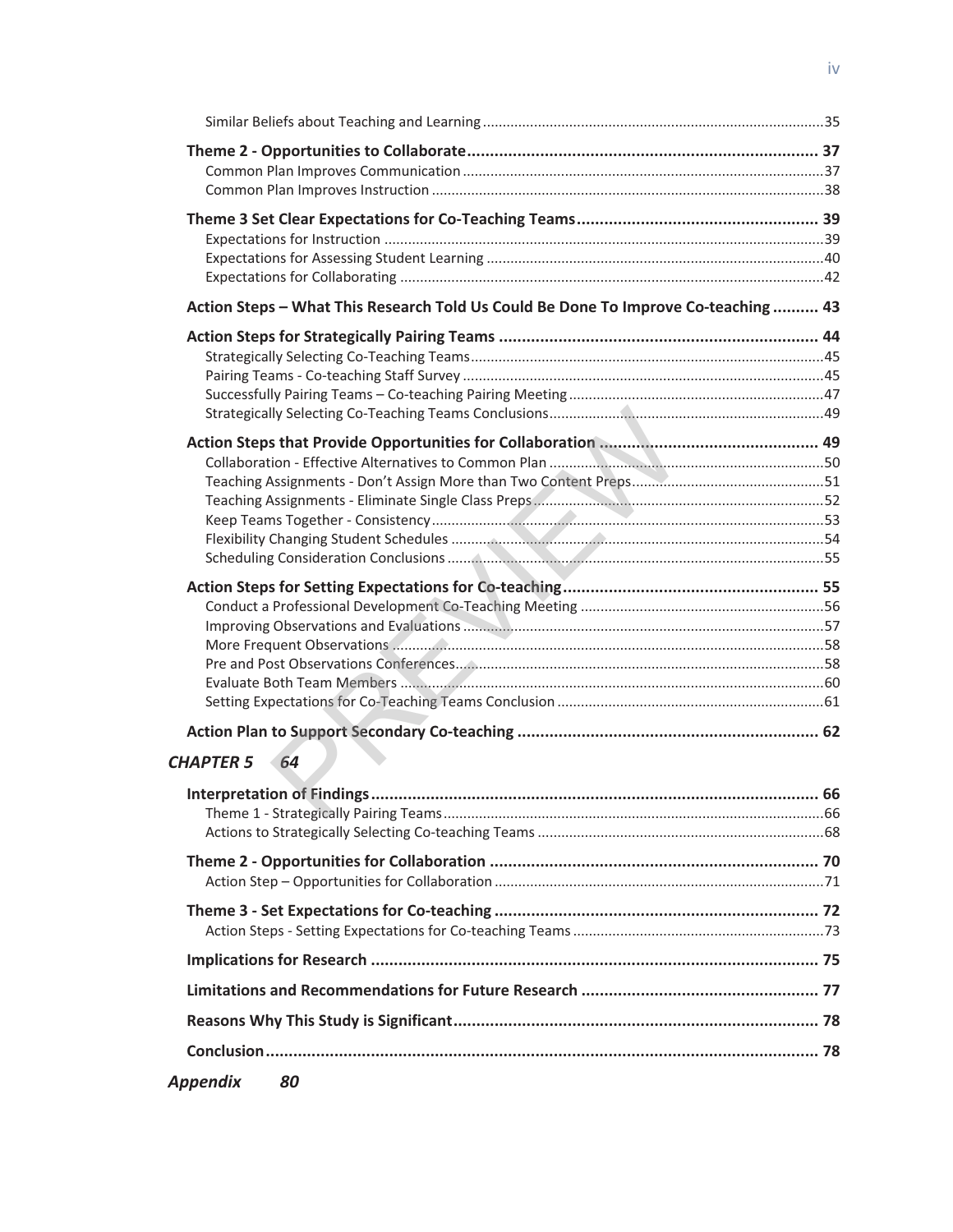Similar Beliefs about Teaching and Learning ....................................................................................35

**Theme 2 - Opportunities to Collaborate............................................................................ 37**

Common Plan Improves Communication ..........................................................................................37

Common Plan Improves Instruction ..................................................................................................38

**Theme 3 Set Clear Expectations for Co-Teaching Teams.................................................... 39**

Expectations for Instruction ..............................................................................................................39

Expectations for Assessing Student Learning ....................................................................................40

Expectations for Collaborating ..........................................................................................................42

**Action Steps – What This Research Told Us Could Be Done To Improve Co-teaching .......... 43**

**Action Steps for Strategically Pairing Teams ..................................................................... 44**

Strategically Selecting Co-Teaching Teams.........................................................................................45

Pairing Teams - Co-teaching Staff Survey ..........................................................................................45

Successfully Pairing Teams – Co-teaching Pairing Meeting ................................................................47

Strategically Selecting Co-Teaching Teams Conclusions.....................................................................49

**Action Steps that Provide Opportunities for Collaboration ............................................... 49**

Collaboration - Effective Alternatives to Common Plan .....................................................................50

Teaching Assignments - Don't Assign More than Two Content Preps...............................................51

Teaching Assignments - Eliminate Single Class Preps.........................................................................52

Keep Teams Together - Consistency ..................................................................................................53

Flexibility Changing Student Schedules .............................................................................................54

Scheduling Consideration Conclusions ...............................................................................................55

**Action Steps for Setting Expectations for Co-teaching....................................................... 55**

Conduct a Professional Development Co-Teaching Meeting .............................................................56

Improving Observations and Evaluations ..........................................................................................57

More Frequent Observations .............................................................................................................58

Pre and Post Observations Conferences.............................................................................................58

Evaluate Both Team Members ...........................................................................................................60

Setting Expectations for Co-Teaching Teams Conclusion ...................................................................61

**Action Plan to Support Secondary Co-teaching ................................................................. 62**

***CHAPTER 5 64***

**Interpretation of Findings................................................................................................. 66**

Theme 1 - Strategically Pairing Teams................................................................................................66

Actions to Strategically Selecting Co-teaching Teams ........................................................................68

**Theme 2 - Opportunities for Collaboration ....................................................................... 70**

Action Step – Opportunities for Collaboration ...................................................................................71

**Theme 3 - Set Expectations for Co-teaching ...................................................................... 72**

Action Steps - Setting Expectations for Co-teaching Teams ...............................................................73

**Implications for Research ................................................................................................. 75**

**Limitations and Recommendations for Future Research ................................................... 77**

**Reasons Why This Study is Significant................................................................................ 78**

**Conclusion......................................................................................................................... 78**

***Appendix 80***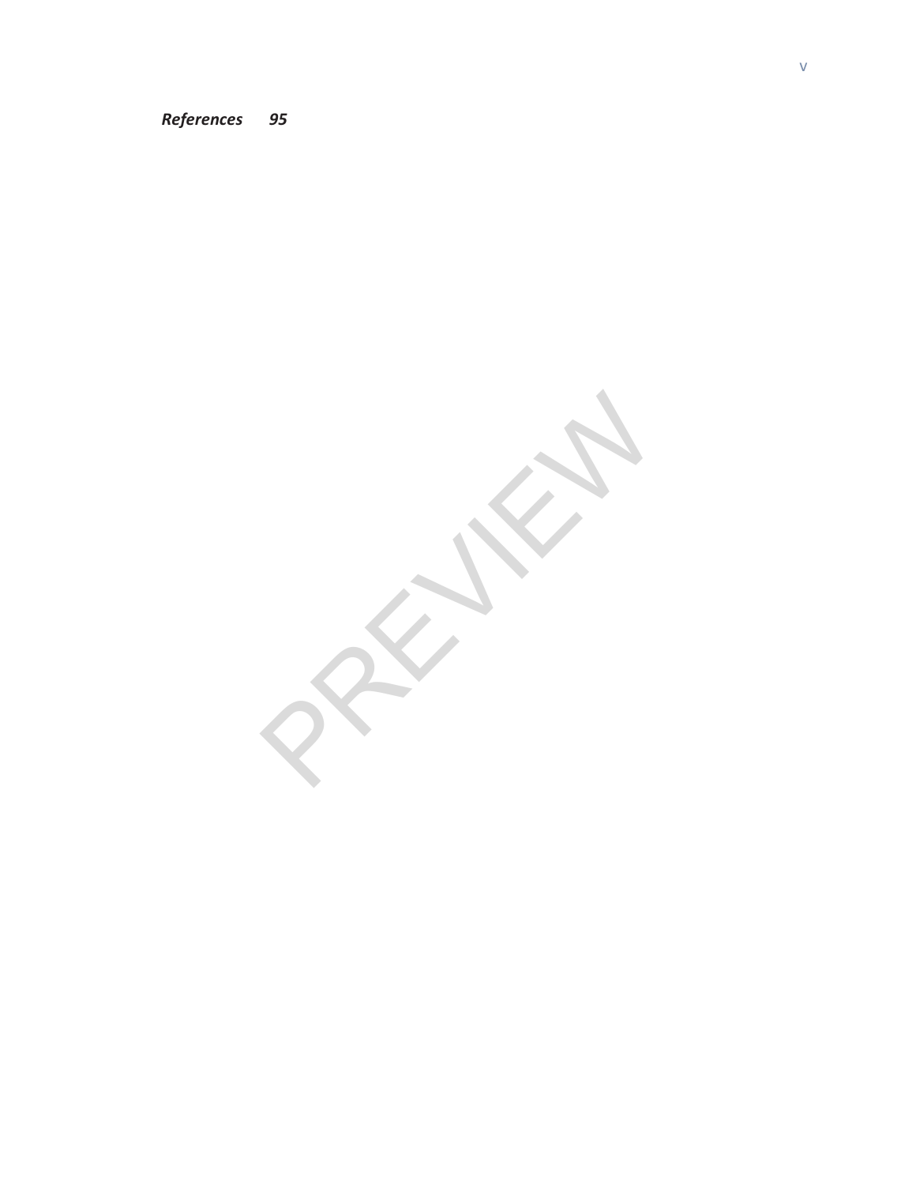***References 95***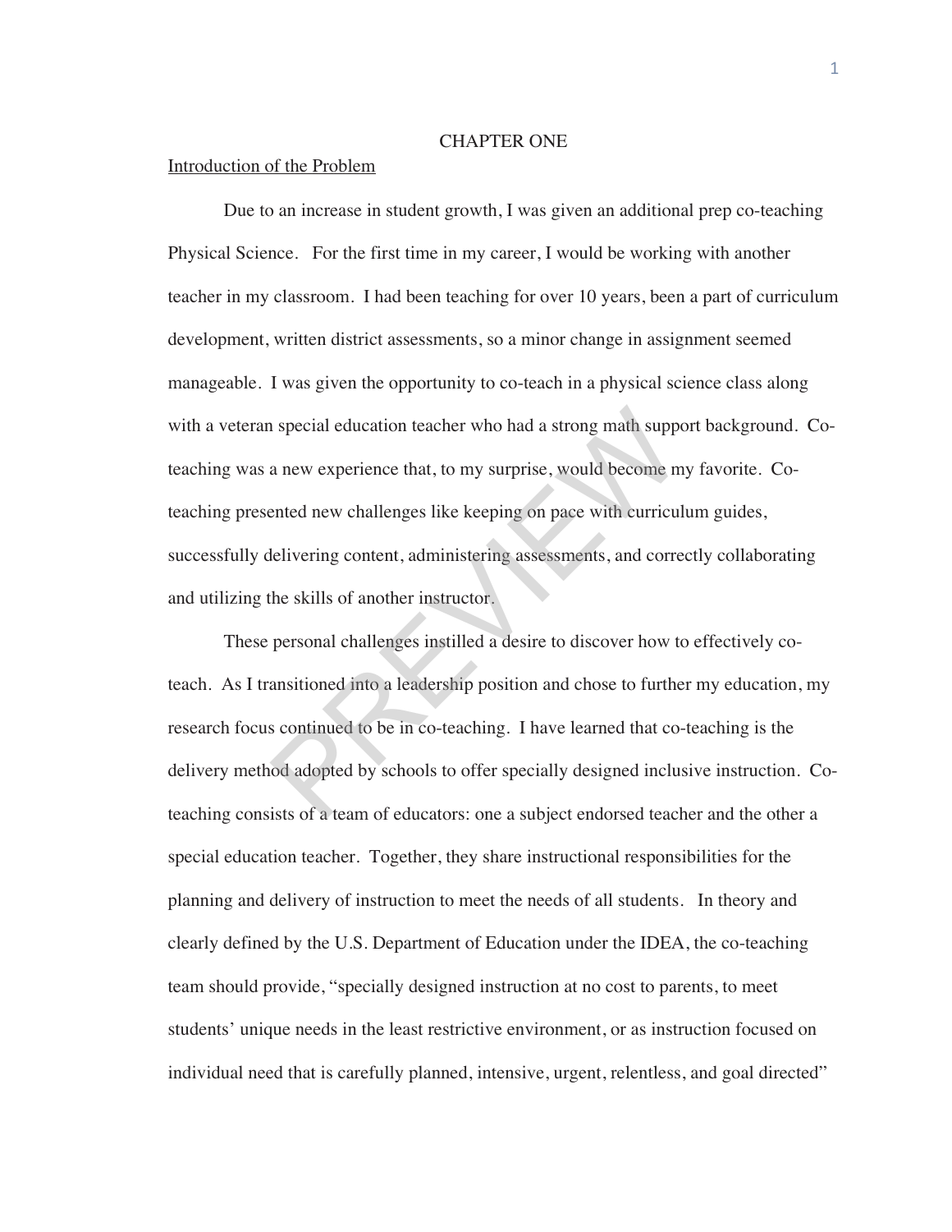# CHAPTER ONE

## Introduction of the Problem

Due to an increase in student growth, I was given an additional prep co-teaching Physical Science. For the first time in my career, I would be working with another teacher in my classroom. I had been teaching for over 10 years, been a part of curriculum development, written district assessments, so a minor change in assignment seemed manageable. I was given the opportunity to co-teach in a physical science class along with a veteran special education teacher who had a strong math support background. Co-teaching was a new experience that, to my surprise, would become my favorite. Co-teaching presented new challenges like keeping on pace with curriculum guides, successfully delivering content, administering assessments, and correctly collaborating and utilizing the skills of another instructor.

These personal challenges instilled a desire to discover how to effectively co-teach. As I transitioned into a leadership position and chose to further my education, my research focus continued to be in co-teaching. I have learned that co-teaching is the delivery method adopted by schools to offer specially designed inclusive instruction. Co-teaching consists of a team of educators: one a subject endorsed teacher and the other a special education teacher. Together, they share instructional responsibilities for the planning and delivery of instruction to meet the needs of all students. In theory and clearly defined by the U.S. Department of Education under the IDEA, the co-teaching team should provide, "specially designed instruction at no cost to parents, to meet students' unique needs in the least restrictive environment, or as instruction focused on individual need that is carefully planned, intensive, urgent, relentless, and goal directed"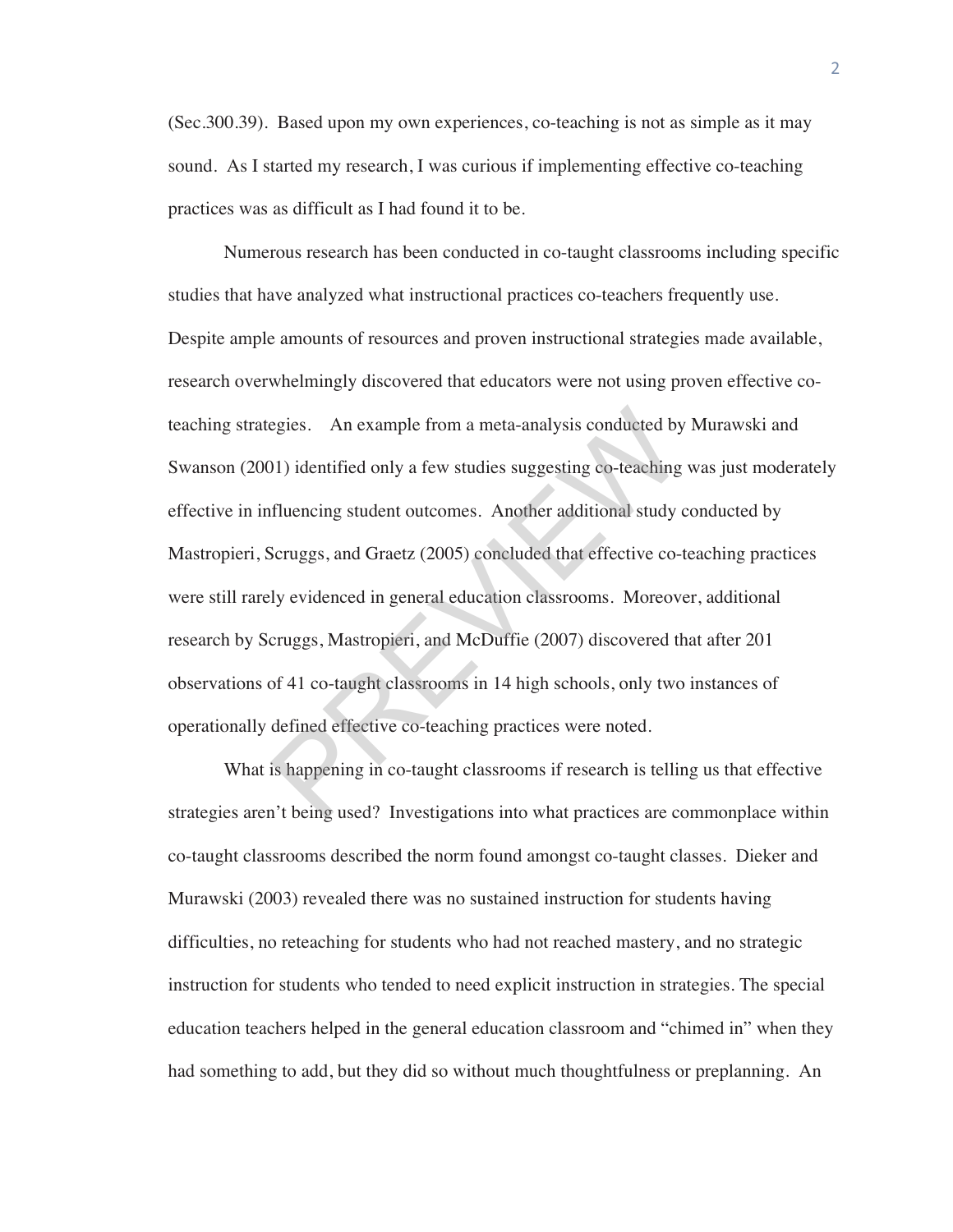(Sec.300.39). Based upon my own experiences, co-teaching is not as simple as it may sound. As I started my research, I was curious if implementing effective co-teaching practices was as difficult as I had found it to be.

Numerous research has been conducted in co-taught classrooms including specific studies that have analyzed what instructional practices co-teachers frequently use. Despite ample amounts of resources and proven instructional strategies made available, research overwhelmingly discovered that educators were not using proven effective co-teaching strategies. An example from a meta-analysis conducted by Murawski and Swanson (2001) identified only a few studies suggesting co-teaching was just moderately effective in influencing student outcomes. Another additional study conducted by Mastropieri, Scruggs, and Graetz (2005) concluded that effective co-teaching practices were still rarely evidenced in general education classrooms. Moreover, additional research by Scruggs, Mastropieri, and McDuffie (2007) discovered that after 201 observations of 41 co-taught classrooms in 14 high schools, only two instances of operationally defined effective co-teaching practices were noted.

What is happening in co-taught classrooms if research is telling us that effective strategies aren't being used? Investigations into what practices are commonplace within co-taught classrooms described the norm found amongst co-taught classes. Dieker and Murawski (2003) revealed there was no sustained instruction for students having difficulties, no reteaching for students who had not reached mastery, and no strategic instruction for students who tended to need explicit instruction in strategies. The special education teachers helped in the general education classroom and "chimed in" when they had something to add, but they did so without much thoughtfulness or preplanning. An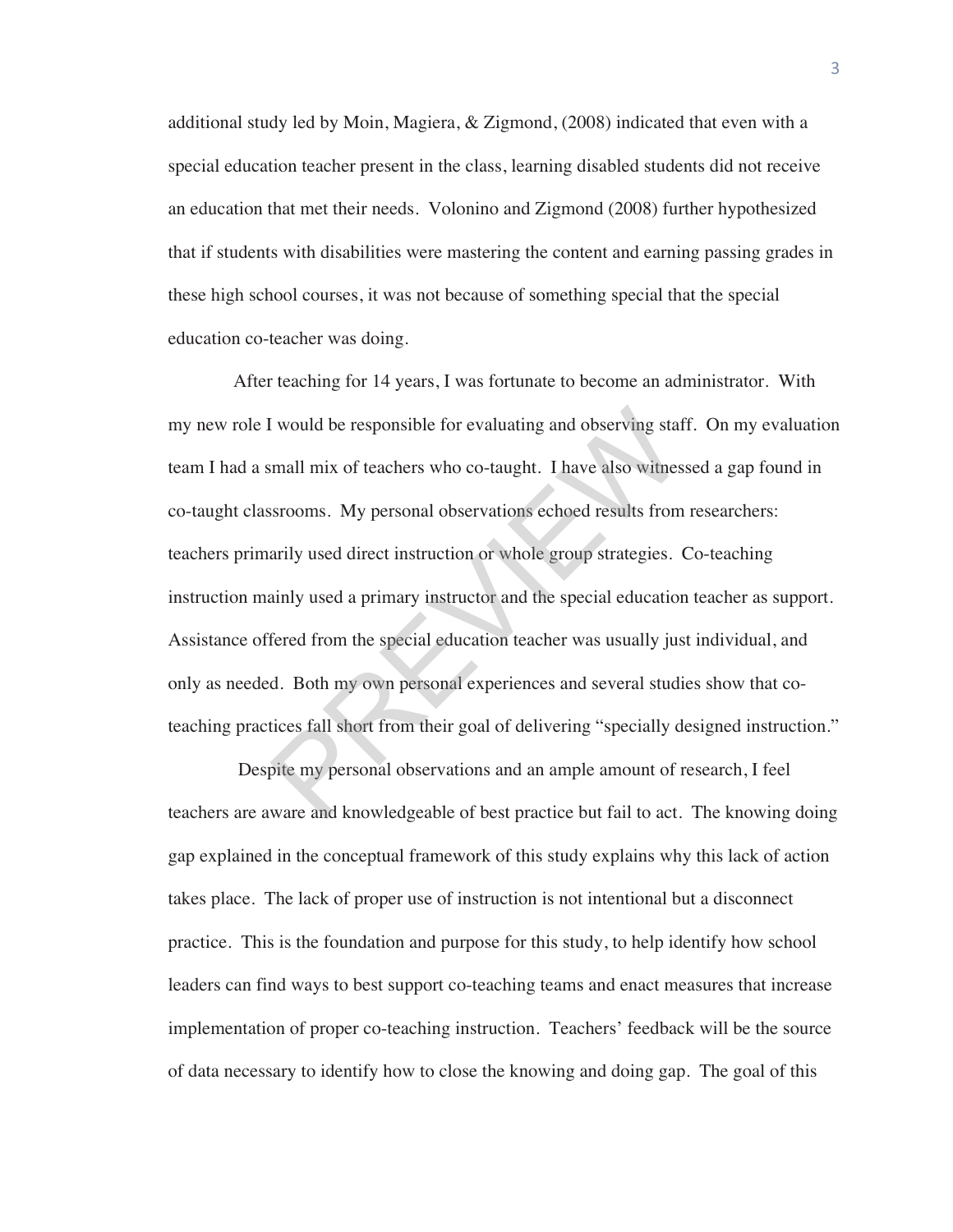additional study led by Moin, Magiera, & Zigmond, (2008) indicated that even with a special education teacher present in the class, learning disabled students did not receive an education that met their needs. Volonino and Zigmond (2008) further hypothesized that if students with disabilities were mastering the content and earning passing grades in these high school courses, it was not because of something special that the special education co-teacher was doing.

After teaching for 14 years, I was fortunate to become an administrator. With my new role I would be responsible for evaluating and observing staff. On my evaluation team I had a small mix of teachers who co-taught. I have also witnessed a gap found in co-taught classrooms. My personal observations echoed results from researchers: teachers primarily used direct instruction or whole group strategies. Co-teaching instruction mainly used a primary instructor and the special education teacher as support. Assistance offered from the special education teacher was usually just individual, and only as needed. Both my own personal experiences and several studies show that co-teaching practices fall short from their goal of delivering "specially designed instruction."

Despite my personal observations and an ample amount of research, I feel teachers are aware and knowledgeable of best practice but fail to act. The knowing doing gap explained in the conceptual framework of this study explains why this lack of action takes place. The lack of proper use of instruction is not intentional but a disconnect practice. This is the foundation and purpose for this study, to help identify how school leaders can find ways to best support co-teaching teams and enact measures that increase implementation of proper co-teaching instruction. Teachers' feedback will be the source of data necessary to identify how to close the knowing and doing gap. The goal of this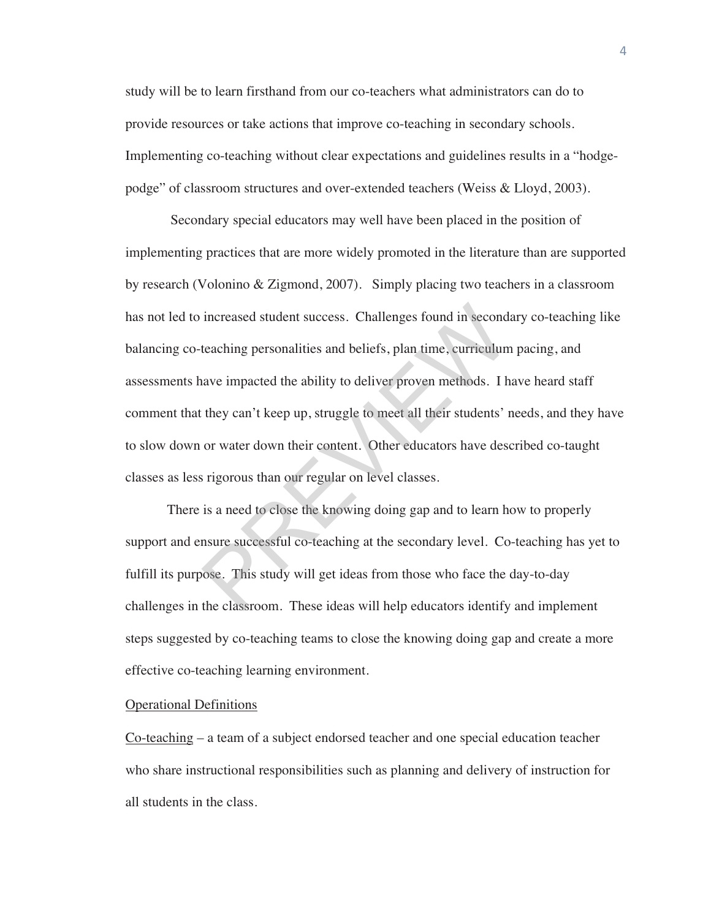study will be to learn firsthand from our co-teachers what administrators can do to provide resources or take actions that improve co-teaching in secondary schools. Implementing co-teaching without clear expectations and guidelines results in a "hodge-podge" of classroom structures and over-extended teachers (Weiss & Lloyd, 2003).

Secondary special educators may well have been placed in the position of implementing practices that are more widely promoted in the literature than are supported by research (Volonino & Zigmond, 2007). Simply placing two teachers in a classroom has not led to increased student success. Challenges found in secondary co-teaching like balancing co-teaching personalities and beliefs, plan time, curriculum pacing, and assessments have impacted the ability to deliver proven methods. I have heard staff comment that they can't keep up, struggle to meet all their students' needs, and they have to slow down or water down their content. Other educators have described co-taught classes as less rigorous than our regular on level classes.

There is a need to close the knowing doing gap and to learn how to properly support and ensure successful co-teaching at the secondary level. Co-teaching has yet to fulfill its purpose. This study will get ideas from those who face the day-to-day challenges in the classroom. These ideas will help educators identify and implement steps suggested by co-teaching teams to close the knowing doing gap and create a more effective co-teaching learning environment.

<u>Operational Definitions</u>

<u>Co-teaching</u> – a team of a subject endorsed teacher and one special education teacher who share instructional responsibilities such as planning and delivery of instruction for all students in the class.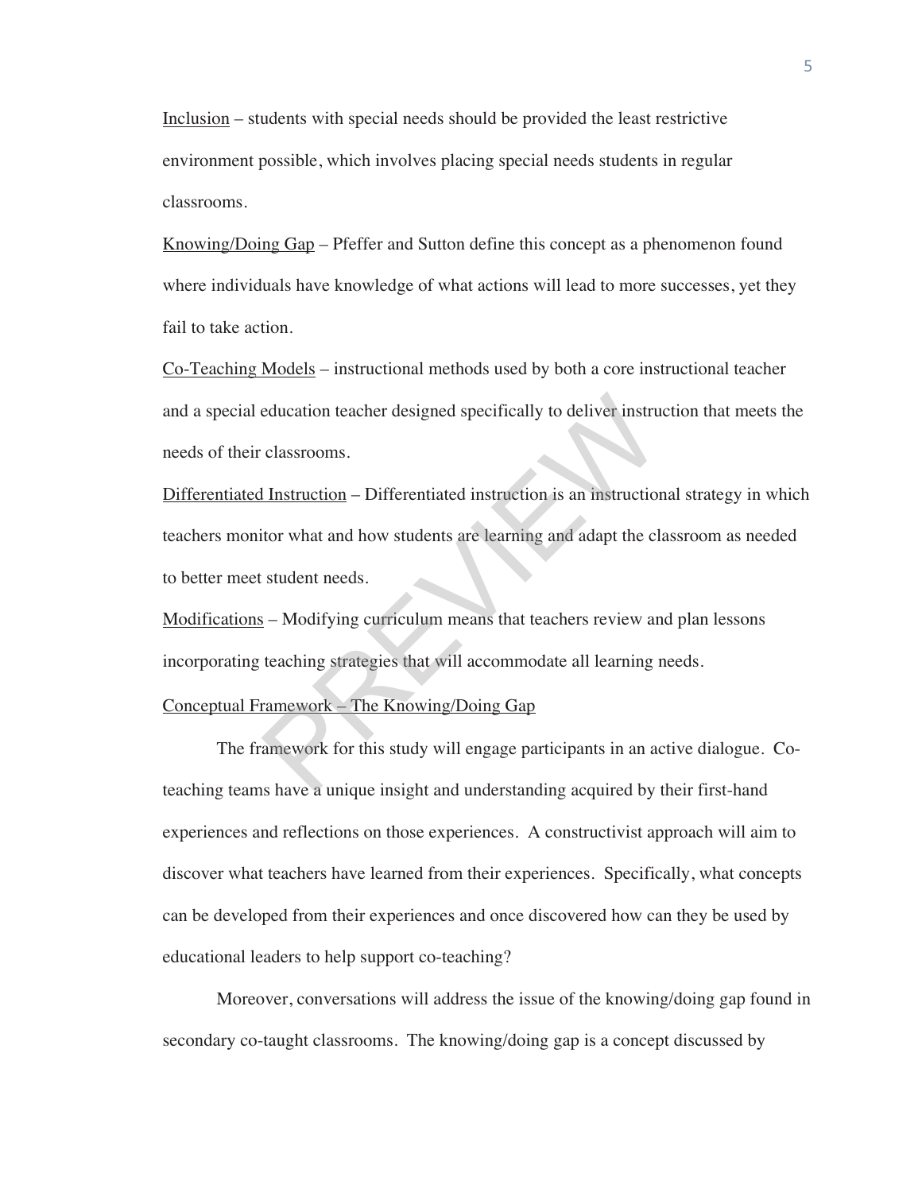Inclusion – students with special needs should be provided the least restrictive environment possible, which involves placing special needs students in regular classrooms.

Knowing/Doing Gap – Pfeffer and Sutton define this concept as a phenomenon found where individuals have knowledge of what actions will lead to more successes, yet they fail to take action.

Co-Teaching Models – instructional methods used by both a core instructional teacher and a special education teacher designed specifically to deliver instruction that meets the needs of their classrooms.

Differentiated Instruction – Differentiated instruction is an instructional strategy in which teachers monitor what and how students are learning and adapt the classroom as needed to better meet student needs.

Modifications – Modifying curriculum means that teachers review and plan lessons incorporating teaching strategies that will accommodate all learning needs.

Conceptual Framework – The Knowing/Doing Gap

The framework for this study will engage participants in an active dialogue. Co-teaching teams have a unique insight and understanding acquired by their first-hand experiences and reflections on those experiences. A constructivist approach will aim to discover what teachers have learned from their experiences. Specifically, what concepts can be developed from their experiences and once discovered how can they be used by educational leaders to help support co-teaching?

Moreover, conversations will address the issue of the knowing/doing gap found in secondary co-taught classrooms. The knowing/doing gap is a concept discussed by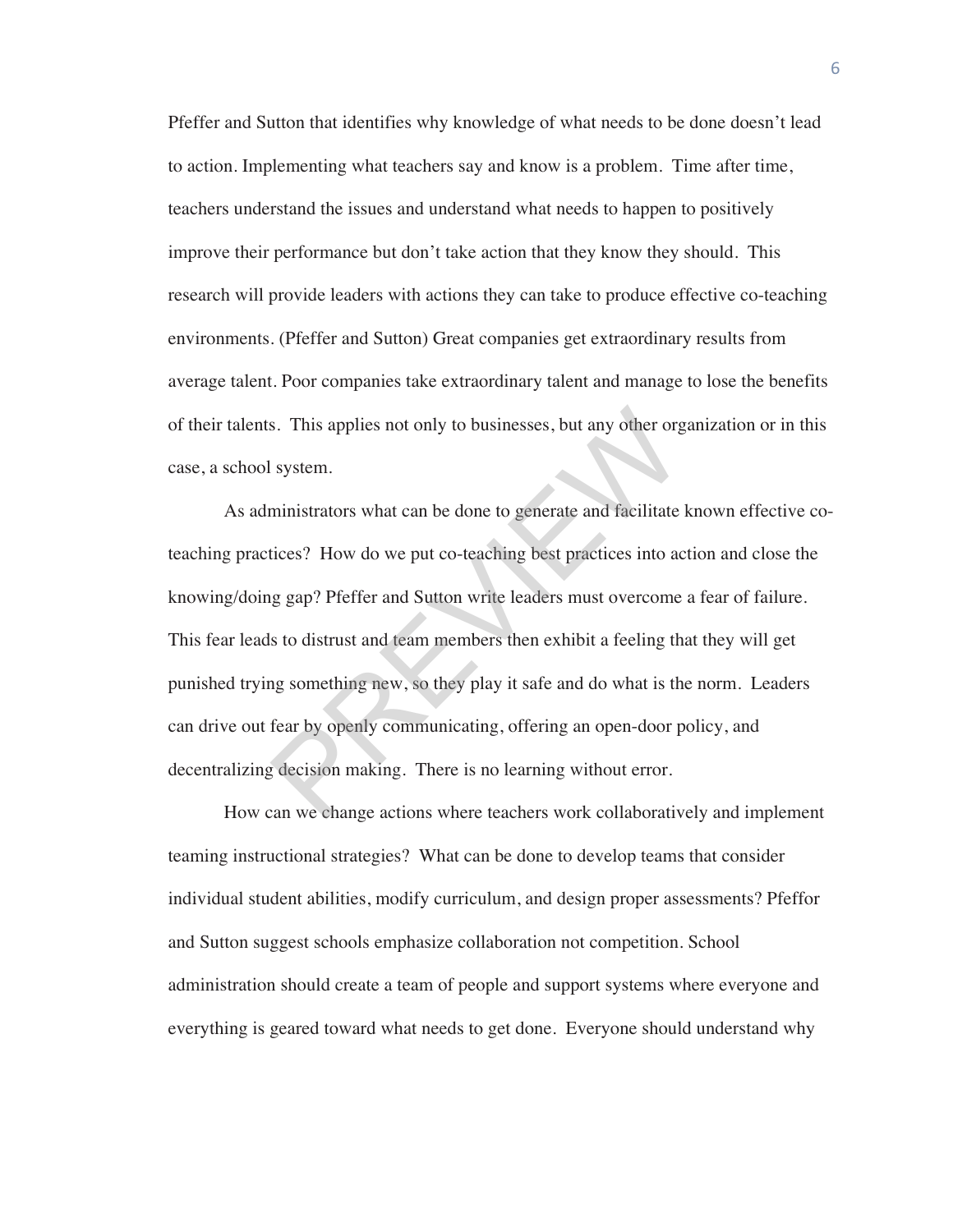Pfeffer and Sutton that identifies why knowledge of what needs to be done doesn't lead to action. Implementing what teachers say and know is a problem. Time after time, teachers understand the issues and understand what needs to happen to positively improve their performance but don't take action that they know they should. This research will provide leaders with actions they can take to produce effective co-teaching environments. (Pfeffer and Sutton) Great companies get extraordinary results from average talent. Poor companies take extraordinary talent and manage to lose the benefits of their talents. This applies not only to businesses, but any other organization or in this case, a school system.

As administrators what can be done to generate and facilitate known effective co-teaching practices? How do we put co-teaching best practices into action and close the knowing/doing gap? Pfeffer and Sutton write leaders must overcome a fear of failure. This fear leads to distrust and team members then exhibit a feeling that they will get punished trying something new, so they play it safe and do what is the norm. Leaders can drive out fear by openly communicating, offering an open-door policy, and decentralizing decision making. There is no learning without error.

How can we change actions where teachers work collaboratively and implement teaming instructional strategies? What can be done to develop teams that consider individual student abilities, modify curriculum, and design proper assessments? Pfeffor and Sutton suggest schools emphasize collaboration not competition. School administration should create a team of people and support systems where everyone and everything is geared toward what needs to get done. Everyone should understand why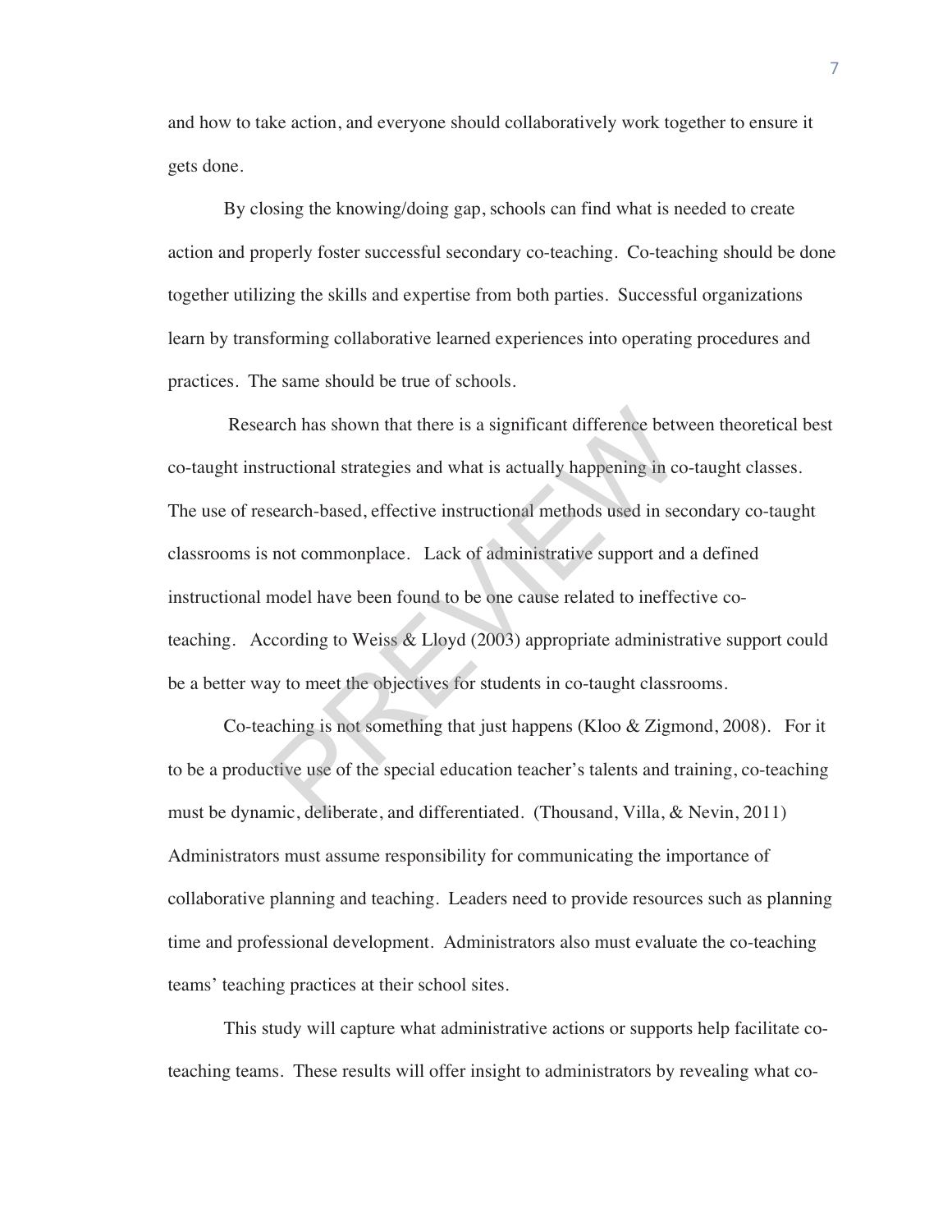and how to take action, and everyone should collaboratively work together to ensure it gets done.

By closing the knowing/doing gap, schools can find what is needed to create action and properly foster successful secondary co-teaching. Co-teaching should be done together utilizing the skills and expertise from both parties. Successful organizations learn by transforming collaborative learned experiences into operating procedures and practices. The same should be true of schools.

Research has shown that there is a significant difference between theoretical best co-taught instructional strategies and what is actually happening in co-taught classes. The use of research-based, effective instructional methods used in secondary co-taught classrooms is not commonplace. Lack of administrative support and a defined instructional model have been found to be one cause related to ineffective co-teaching. According to Weiss & Lloyd (2003) appropriate administrative support could be a better way to meet the objectives for students in co-taught classrooms.

Co-teaching is not something that just happens (Kloo & Zigmond, 2008). For it to be a productive use of the special education teacher's talents and training, co-teaching must be dynamic, deliberate, and differentiated. (Thousand, Villa, & Nevin, 2011) Administrators must assume responsibility for communicating the importance of collaborative planning and teaching. Leaders need to provide resources such as planning time and professional development. Administrators also must evaluate the co-teaching teams' teaching practices at their school sites.

This study will capture what administrative actions or supports help facilitate co-teaching teams. These results will offer insight to administrators by revealing what co-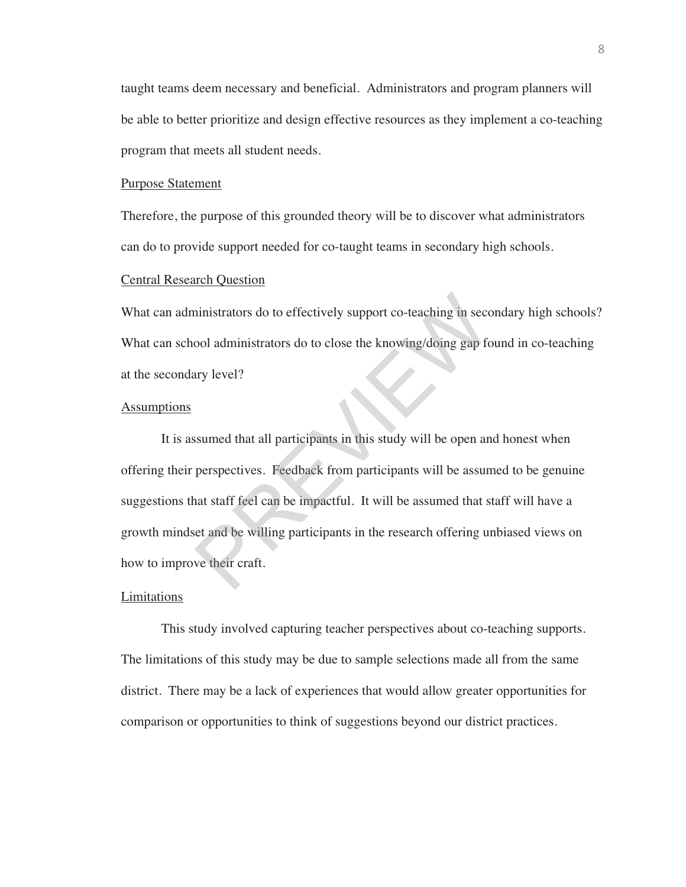taught teams deem necessary and beneficial. Administrators and program planners will be able to better prioritize and design effective resources as they implement a co-teaching program that meets all student needs.

## Purpose Statement

Therefore, the purpose of this grounded theory will be to discover what administrators can do to provide support needed for co-taught teams in secondary high schools.

## Central Research Question

What can administrators do to effectively support co-teaching in secondary high schools? What can school administrators do to close the knowing/doing gap found in co-teaching at the secondary level?

## Assumptions

It is assumed that all participants in this study will be open and honest when offering their perspectives. Feedback from participants will be assumed to be genuine suggestions that staff feel can be impactful. It will be assumed that staff will have a growth mindset and be willing participants in the research offering unbiased views on how to improve their craft.

## Limitations

This study involved capturing teacher perspectives about co-teaching supports. The limitations of this study may be due to sample selections made all from the same district. There may be a lack of experiences that would allow greater opportunities for comparison or opportunities to think of suggestions beyond our district practices.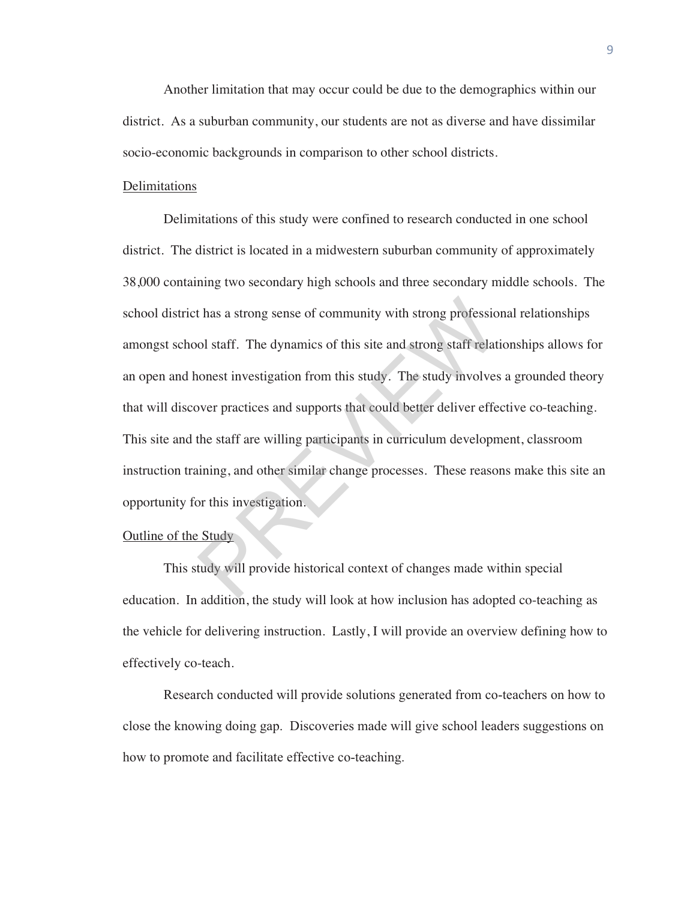Another limitation that may occur could be due to the demographics within our district. As a suburban community, our students are not as diverse and have dissimilar socio-economic backgrounds in comparison to other school districts.

## Delimitations

Delimitations of this study were confined to research conducted in one school district. The district is located in a midwestern suburban community of approximately 38,000 containing two secondary high schools and three secondary middle schools. The school district has a strong sense of community with strong professional relationships amongst school staff. The dynamics of this site and strong staff relationships allows for an open and honest investigation from this study. The study involves a grounded theory that will discover practices and supports that could better deliver effective co-teaching. This site and the staff are willing participants in curriculum development, classroom instruction training, and other similar change processes. These reasons make this site an opportunity for this investigation.

## Outline of the Study

This study will provide historical context of changes made within special education. In addition, the study will look at how inclusion has adopted co-teaching as the vehicle for delivering instruction. Lastly, I will provide an overview defining how to effectively co-teach.

Research conducted will provide solutions generated from co-teachers on how to close the knowing doing gap. Discoveries made will give school leaders suggestions on how to promote and facilitate effective co-teaching.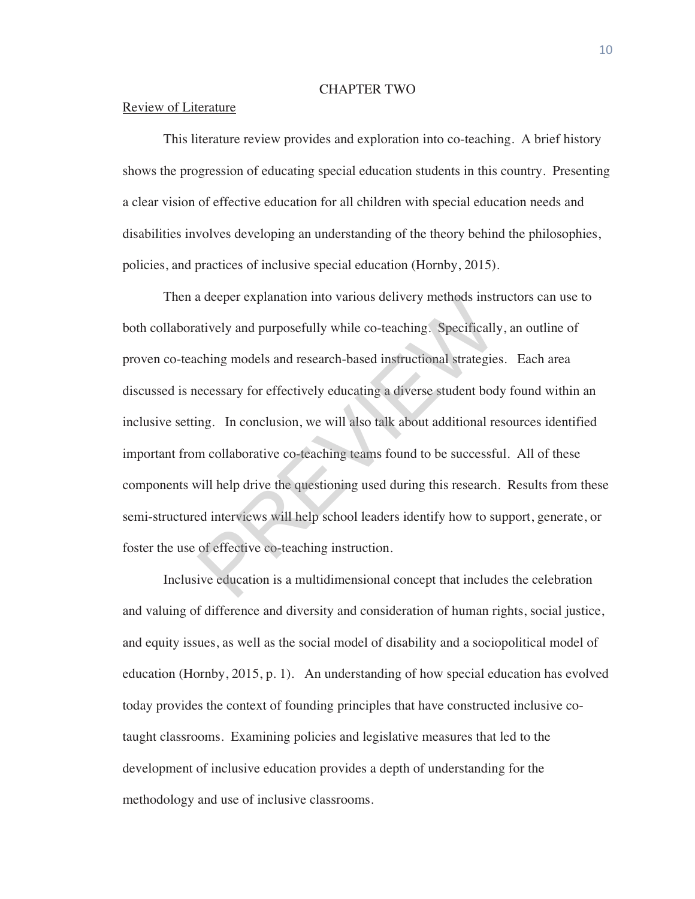# CHAPTER TWO

## Review of Literature

This literature review provides and exploration into co-teaching. A brief history shows the progression of educating special education students in this country. Presenting a clear vision of effective education for all children with special education needs and disabilities involves developing an understanding of the theory behind the philosophies, policies, and practices of inclusive special education (Hornby, 2015).

Then a deeper explanation into various delivery methods instructors can use to both collaboratively and purposefully while co-teaching. Specifically, an outline of proven co-teaching models and research-based instructional strategies. Each area discussed is necessary for effectively educating a diverse student body found within an inclusive setting. In conclusion, we will also talk about additional resources identified important from collaborative co-teaching teams found to be successful. All of these components will help drive the questioning used during this research. Results from these semi-structured interviews will help school leaders identify how to support, generate, or foster the use of effective co-teaching instruction.

Inclusive education is a multidimensional concept that includes the celebration and valuing of difference and diversity and consideration of human rights, social justice, and equity issues, as well as the social model of disability and a sociopolitical model of education (Hornby, 2015, p. 1). An understanding of how special education has evolved today provides the context of founding principles that have constructed inclusive co-taught classrooms. Examining policies and legislative measures that led to the development of inclusive education provides a depth of understanding for the methodology and use of inclusive classrooms.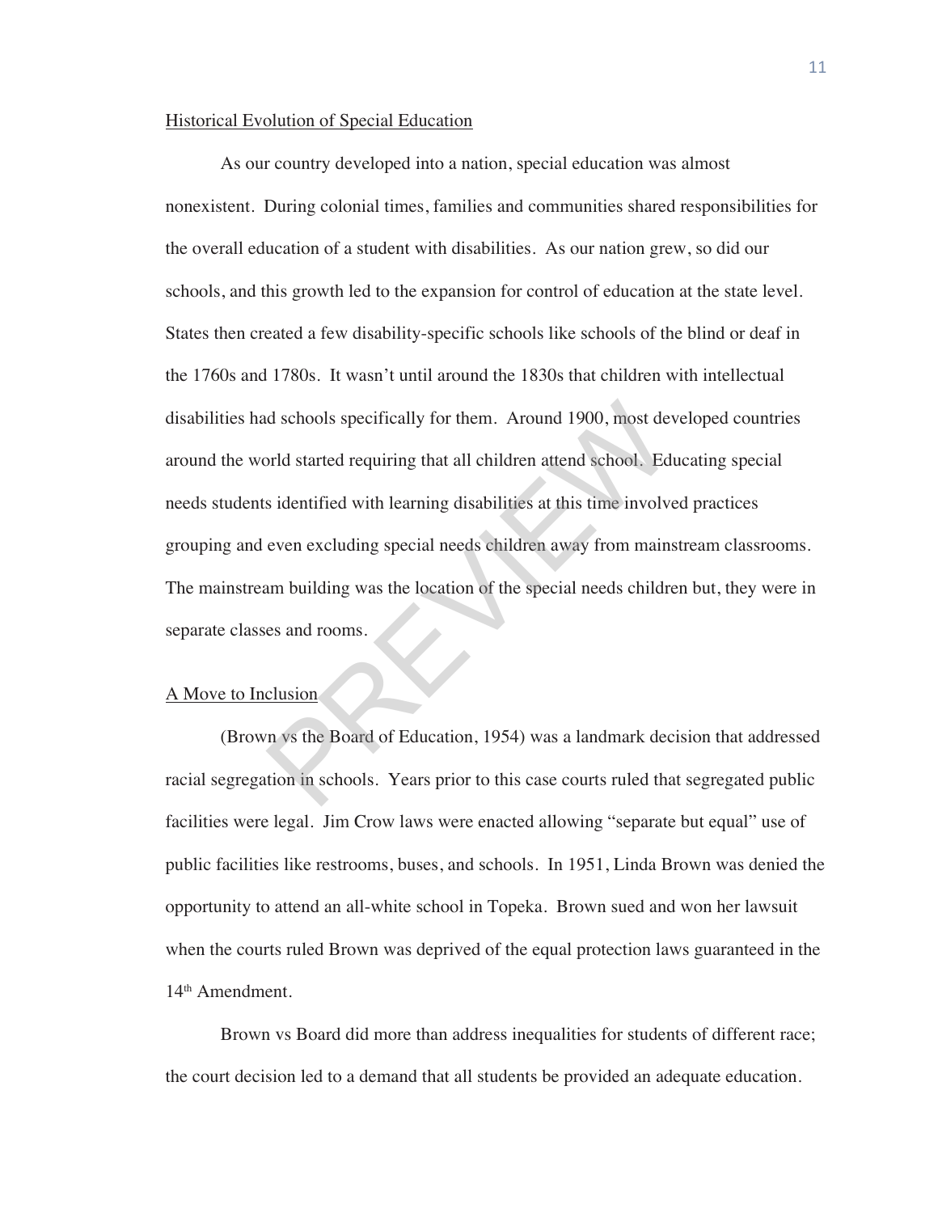Historical Evolution of Special Education

As our country developed into a nation, special education was almost nonexistent. During colonial times, families and communities shared responsibilities for the overall education of a student with disabilities. As our nation grew, so did our schools, and this growth led to the expansion for control of education at the state level. States then created a few disability-specific schools like schools of the blind or deaf in the 1760s and 1780s. It wasn't until around the 1830s that children with intellectual disabilities had schools specifically for them. Around 1900, most developed countries around the world started requiring that all children attend school. Educating special needs students identified with learning disabilities at this time involved practices grouping and even excluding special needs children away from mainstream classrooms. The mainstream building was the location of the special needs children but, they were in separate classes and rooms.

A Move to Inclusion

(Brown vs the Board of Education, 1954) was a landmark decision that addressed racial segregation in schools. Years prior to this case courts ruled that segregated public facilities were legal. Jim Crow laws were enacted allowing "separate but equal" use of public facilities like restrooms, buses, and schools. In 1951, Linda Brown was denied the opportunity to attend an all-white school in Topeka. Brown sued and won her lawsuit when the courts ruled Brown was deprived of the equal protection laws guaranteed in the 14th Amendment.

Brown vs Board did more than address inequalities for students of different race; the court decision led to a demand that all students be provided an adequate education.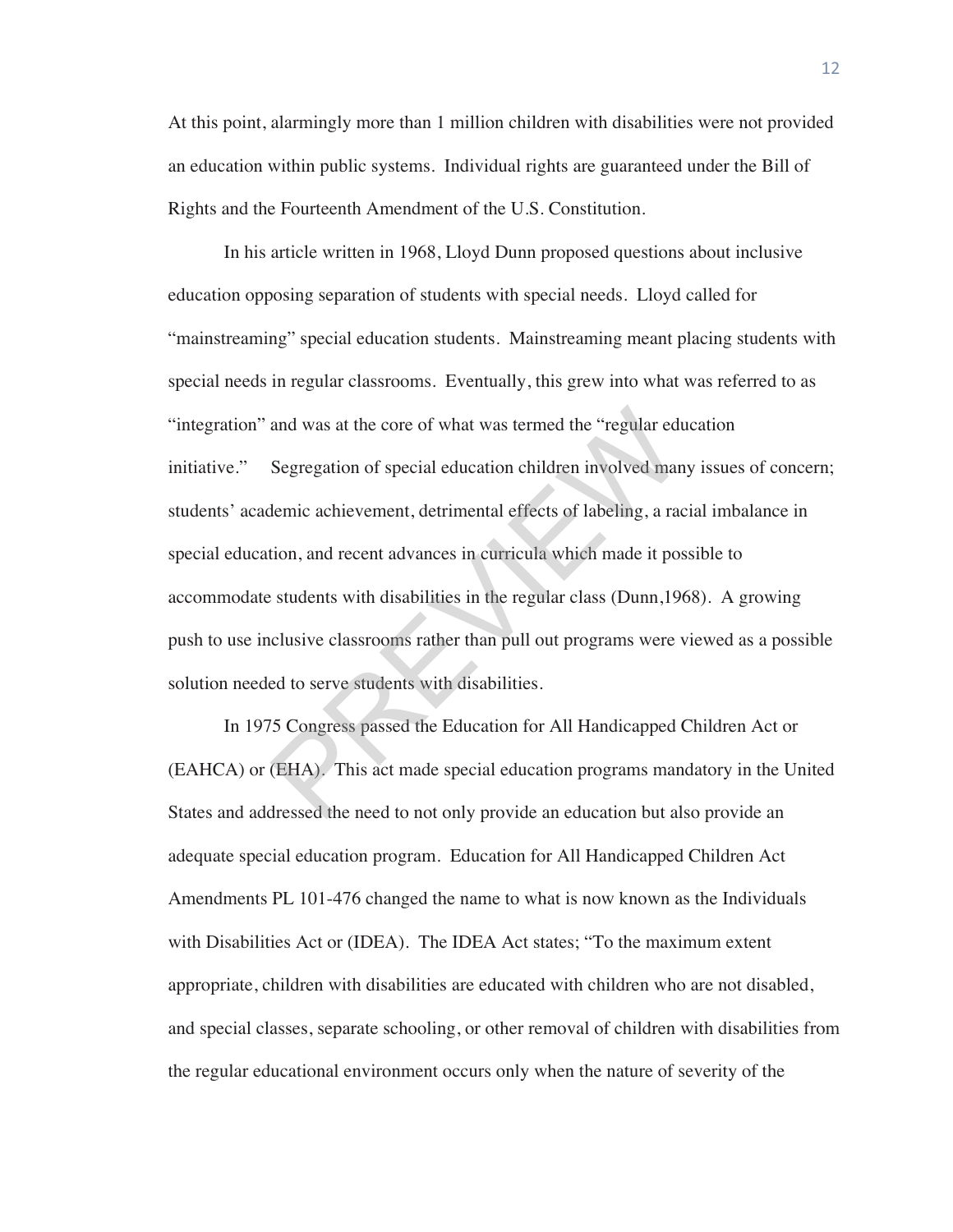At this point, alarmingly more than 1 million children with disabilities were not provided an education within public systems. Individual rights are guaranteed under the Bill of Rights and the Fourteenth Amendment of the U.S. Constitution.

In his article written in 1968, Lloyd Dunn proposed questions about inclusive education opposing separation of students with special needs. Lloyd called for "mainstreaming" special education students. Mainstreaming meant placing students with special needs in regular classrooms. Eventually, this grew into what was referred to as "integration" and was at the core of what was termed the "regular education initiative." Segregation of special education children involved many issues of concern; students' academic achievement, detrimental effects of labeling, a racial imbalance in special education, and recent advances in curricula which made it possible to accommodate students with disabilities in the regular class (Dunn,1968). A growing push to use inclusive classrooms rather than pull out programs were viewed as a possible solution needed to serve students with disabilities.

In 1975 Congress passed the Education for All Handicapped Children Act or (EAHCA) or (EHA). This act made special education programs mandatory in the United States and addressed the need to not only provide an education but also provide an adequate special education program. Education for All Handicapped Children Act Amendments PL 101-476 changed the name to what is now known as the Individuals with Disabilities Act or (IDEA). The IDEA Act states; "To the maximum extent appropriate, children with disabilities are educated with children who are not disabled, and special classes, separate schooling, or other removal of children with disabilities from the regular educational environment occurs only when the nature of severity of the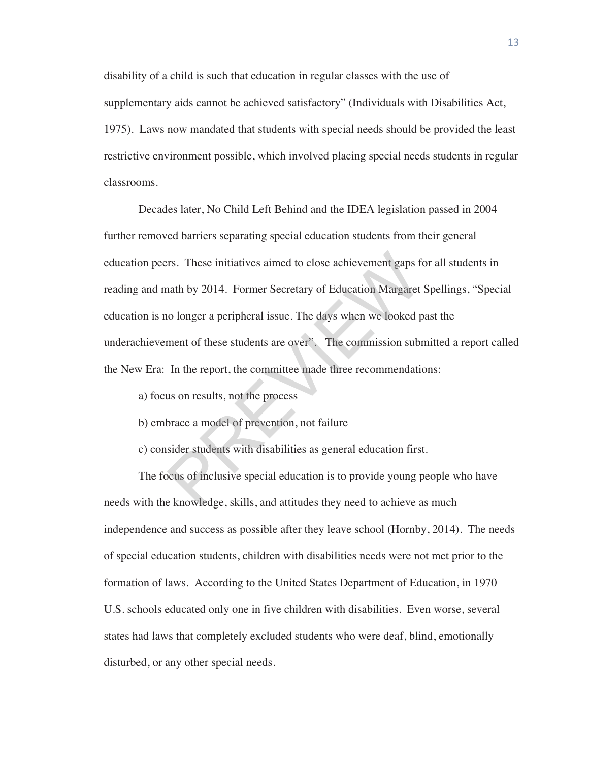disability of a child is such that education in regular classes with the use of supplementary aids cannot be achieved satisfactory" (Individuals with Disabilities Act, 1975). Laws now mandated that students with special needs should be provided the least restrictive environment possible, which involved placing special needs students in regular classrooms.

Decades later, No Child Left Behind and the IDEA legislation passed in 2004 further removed barriers separating special education students from their general education peers. These initiatives aimed to close achievement gaps for all students in reading and math by 2014. Former Secretary of Education Margaret Spellings, "Special education is no longer a peripheral issue. The days when we looked past the underachievement of these students are over". The commission submitted a report called the New Era: In the report, the committee made three recommendations:

a) focus on results, not the process

b) embrace a model of prevention, not failure

c) consider students with disabilities as general education first.

The focus of inclusive special education is to provide young people who have needs with the knowledge, skills, and attitudes they need to achieve as much independence and success as possible after they leave school (Hornby, 2014). The needs of special education students, children with disabilities needs were not met prior to the formation of laws. According to the United States Department of Education, in 1970 U.S. schools educated only one in five children with disabilities. Even worse, several states had laws that completely excluded students who were deaf, blind, emotionally disturbed, or any other special needs.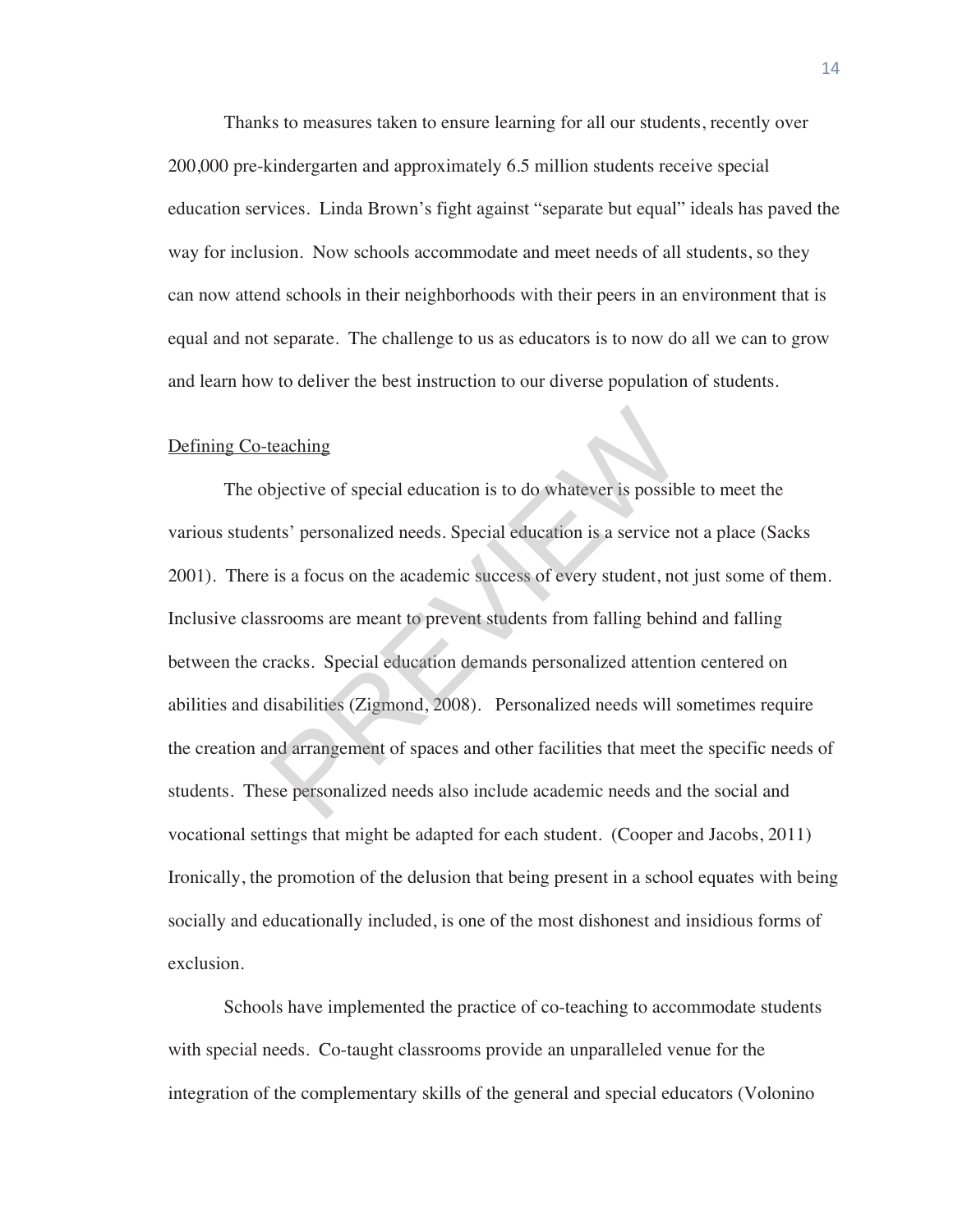Thanks to measures taken to ensure learning for all our students, recently over 200,000 pre-kindergarten and approximately 6.5 million students receive special education services. Linda Brown's fight against "separate but equal" ideals has paved the way for inclusion. Now schools accommodate and meet needs of all students, so they can now attend schools in their neighborhoods with their peers in an environment that is equal and not separate. The challenge to us as educators is to now do all we can to grow and learn how to deliver the best instruction to our diverse population of students.

Defining Co-teaching

The objective of special education is to do whatever is possible to meet the various students' personalized needs. Special education is a service not a place (Sacks 2001). There is a focus on the academic success of every student, not just some of them. Inclusive classrooms are meant to prevent students from falling behind and falling between the cracks. Special education demands personalized attention centered on abilities and disabilities (Zigmond, 2008). Personalized needs will sometimes require the creation and arrangement of spaces and other facilities that meet the specific needs of students. These personalized needs also include academic needs and the social and vocational settings that might be adapted for each student. (Cooper and Jacobs, 2011) Ironically, the promotion of the delusion that being present in a school equates with being socially and educationally included, is one of the most dishonest and insidious forms of exclusion.

Schools have implemented the practice of co-teaching to accommodate students with special needs. Co-taught classrooms provide an unparalleled venue for the integration of the complementary skills of the general and special educators (Volonino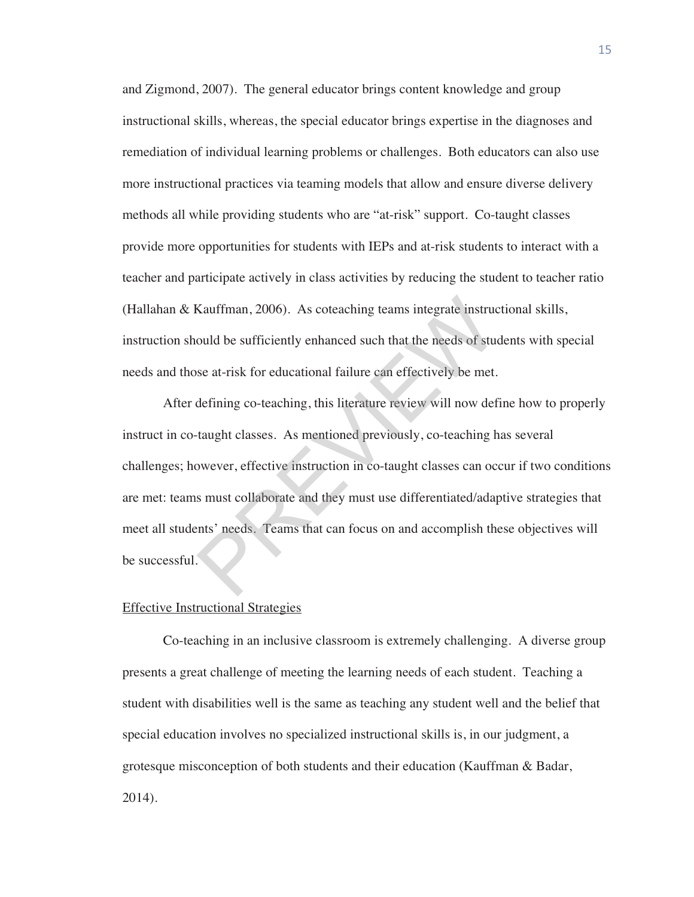and Zigmond, 2007). The general educator brings content knowledge and group instructional skills, whereas, the special educator brings expertise in the diagnoses and remediation of individual learning problems or challenges. Both educators can also use more instructional practices via teaming models that allow and ensure diverse delivery methods all while providing students who are "at-risk" support. Co-taught classes provide more opportunities for students with IEPs and at-risk students to interact with a teacher and participate actively in class activities by reducing the student to teacher ratio (Hallahan & Kauffman, 2006). As coteaching teams integrate instructional skills, instruction should be sufficiently enhanced such that the needs of students with special needs and those at-risk for educational failure can effectively be met.

After defining co-teaching, this literature review will now define how to properly instruct in co-taught classes. As mentioned previously, co-teaching has several challenges; however, effective instruction in co-taught classes can occur if two conditions are met: teams must collaborate and they must use differentiated/adaptive strategies that meet all students' needs. Teams that can focus on and accomplish these objectives will be successful.

<u>Effective Instructional Strategies</u>

Co-teaching in an inclusive classroom is extremely challenging. A diverse group presents a great challenge of meeting the learning needs of each student. Teaching a student with disabilities well is the same as teaching any student well and the belief that special education involves no specialized instructional skills is, in our judgment, a grotesque misconception of both students and their education (Kauffman & Badar, 2014).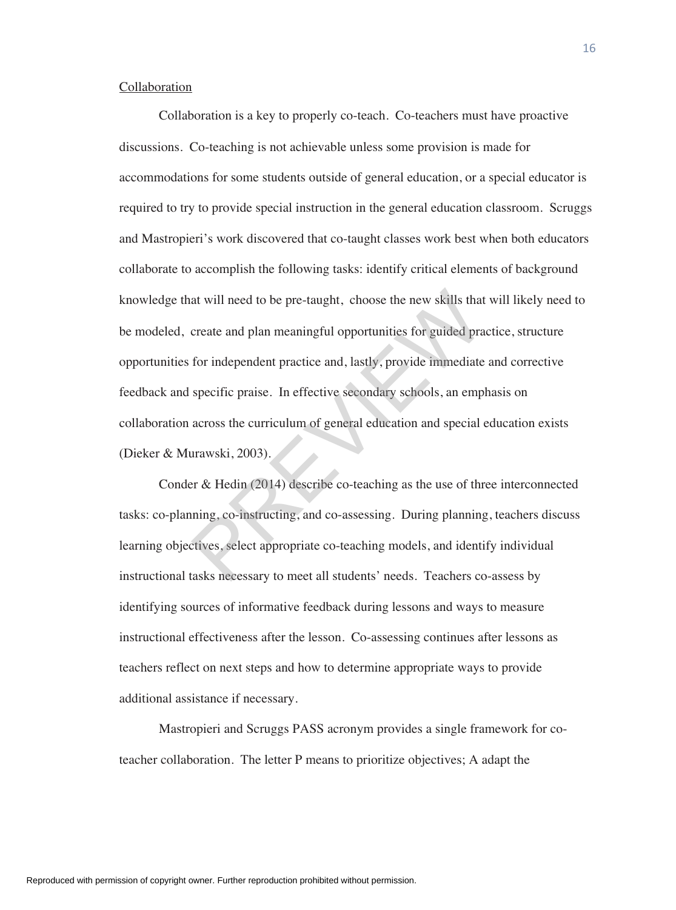Collaboration

Collaboration is a key to properly co-teach. Co-teachers must have proactive discussions. Co-teaching is not achievable unless some provision is made for accommodations for some students outside of general education, or a special educator is required to try to provide special instruction in the general education classroom. Scruggs and Mastropieri's work discovered that co-taught classes work best when both educators collaborate to accomplish the following tasks: identify critical elements of background knowledge that will need to be pre-taught, choose the new skills that will likely need to be modeled, create and plan meaningful opportunities for guided practice, structure opportunities for independent practice and, lastly, provide immediate and corrective feedback and specific praise. In effective secondary schools, an emphasis on collaboration across the curriculum of general education and special education exists (Dieker & Murawski, 2003).

Conder & Hedin (2014) describe co-teaching as the use of three interconnected tasks: co-planning, co-instructing, and co-assessing. During planning, teachers discuss learning objectives, select appropriate co-teaching models, and identify individual instructional tasks necessary to meet all students' needs. Teachers co-assess by identifying sources of informative feedback during lessons and ways to measure instructional effectiveness after the lesson. Co-assessing continues after lessons as teachers reflect on next steps and how to determine appropriate ways to provide additional assistance if necessary.

Mastropieri and Scruggs PASS acronym provides a single framework for co-teacher collaboration. The letter P means to prioritize objectives; A adapt the